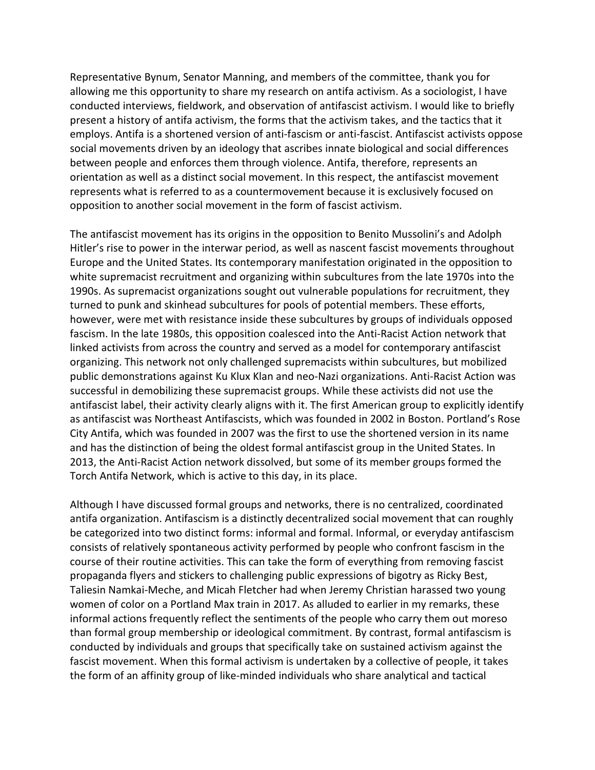Representative Bynum, Senator Manning, and members of the committee, thank you for allowing me this opportunity to share my research on antifa activism. As a sociologist, I have conducted interviews, fieldwork, and observation of antifascist activism. I would like to briefly present a history of antifa activism, the forms that the activism takes, and the tactics that it employs. Antifa is a shortened version of anti-fascism or anti-fascist. Antifascist activists oppose social movements driven by an ideology that ascribes innate biological and social differences between people and enforces them through violence. Antifa, therefore, represents an orientation as well as a distinct social movement. In this respect, the antifascist movement represents what is referred to as a countermovement because it is exclusively focused on opposition to another social movement in the form of fascist activism.

The antifascist movement has its origins in the opposition to Benito Mussolini's and Adolph Hitler's rise to power in the interwar period, as well as nascent fascist movements throughout Europe and the United States. Its contemporary manifestation originated in the opposition to white supremacist recruitment and organizing within subcultures from the late 1970s into the 1990s. As supremacist organizations sought out vulnerable populations for recruitment, they turned to punk and skinhead subcultures for pools of potential members. These efforts, however, were met with resistance inside these subcultures by groups of individuals opposed fascism. In the late 1980s, this opposition coalesced into the Anti-Racist Action network that linked activists from across the country and served as a model for contemporary antifascist organizing. This network not only challenged supremacists within subcultures, but mobilized public demonstrations against Ku Klux Klan and neo-Nazi organizations. Anti-Racist Action was successful in demobilizing these supremacist groups. While these activists did not use the antifascist label, their activity clearly aligns with it. The first American group to explicitly identify as antifascist was Northeast Antifascists, which was founded in 2002 in Boston. Portland's Rose City Antifa, which was founded in 2007 was the first to use the shortened version in its name and has the distinction of being the oldest formal antifascist group in the United States. In 2013, the Anti-Racist Action network dissolved, but some of its member groups formed the Torch Antifa Network, which is active to this day, in its place.

Although I have discussed formal groups and networks, there is no centralized, coordinated antifa organization. Antifascism is a distinctly decentralized social movement that can roughly be categorized into two distinct forms: informal and formal. Informal, or everyday antifascism consists of relatively spontaneous activity performed by people who confront fascism in the course of their routine activities. This can take the form of everything from removing fascist propaganda flyers and stickers to challenging public expressions of bigotry as Ricky Best, Taliesin Namkai-Meche, and Micah Fletcher had when Jeremy Christian harassed two young women of color on a Portland Max train in 2017. As alluded to earlier in my remarks, these informal actions frequently reflect the sentiments of the people who carry them out moreso than formal group membership or ideological commitment. By contrast, formal antifascism is conducted by individuals and groups that specifically take on sustained activism against the fascist movement. When this formal activism is undertaken by a collective of people, it takes the form of an affinity group of like-minded individuals who share analytical and tactical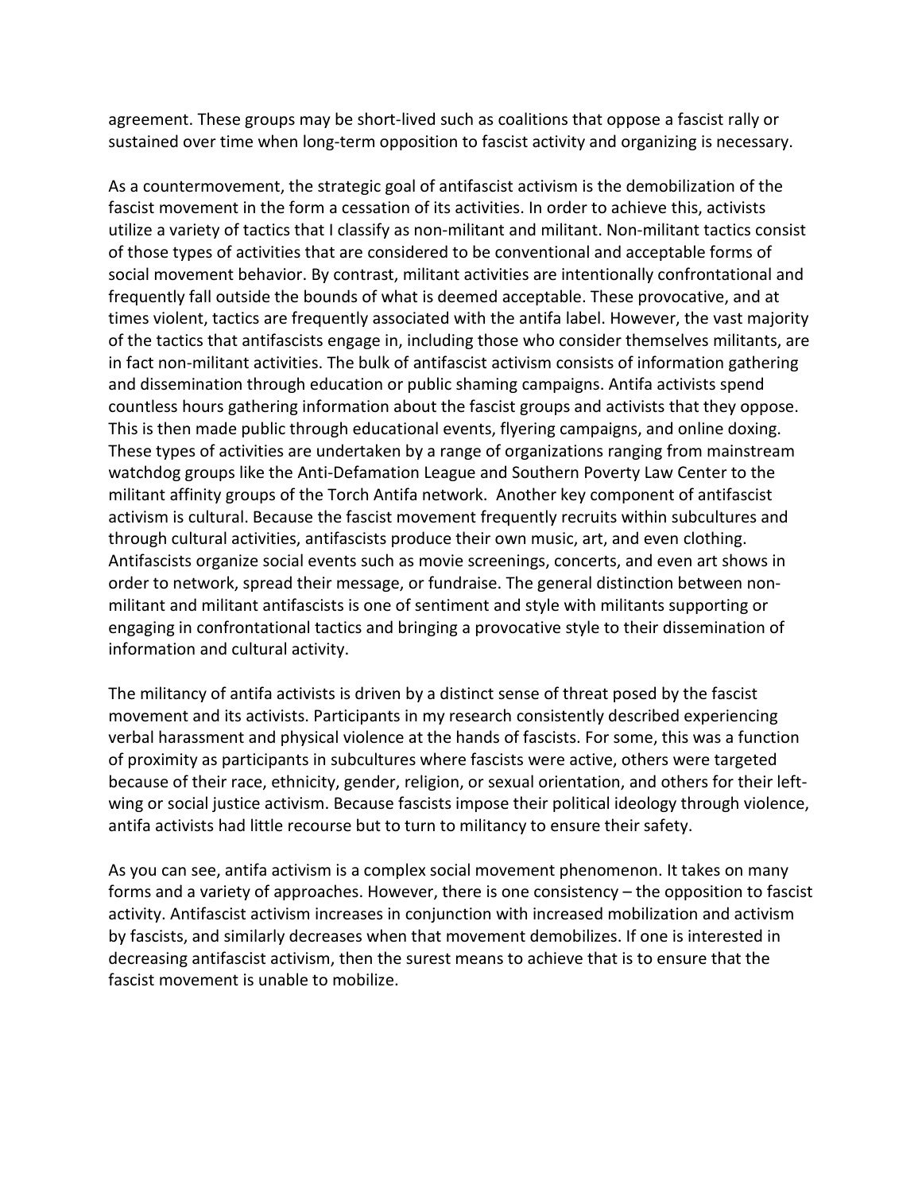agreement. These groups may be short-lived such as coalitions that oppose a fascist rally or sustained over time when long-term opposition to fascist activity and organizing is necessary.

As a countermovement, the strategic goal of antifascist activism is the demobilization of the fascist movement in the form a cessation of its activities. In order to achieve this, activists utilize a variety of tactics that I classify as non-militant and militant. Non-militant tactics consist of those types of activities that are considered to be conventional and acceptable forms of social movement behavior. By contrast, militant activities are intentionally confrontational and frequently fall outside the bounds of what is deemed acceptable. These provocative, and at times violent, tactics are frequently associated with the antifa label. However, the vast majority of the tactics that antifascists engage in, including those who consider themselves militants, are in fact non-militant activities. The bulk of antifascist activism consists of information gathering and dissemination through education or public shaming campaigns. Antifa activists spend countless hours gathering information about the fascist groups and activists that they oppose. This is then made public through educational events, flyering campaigns, and online doxing. These types of activities are undertaken by a range of organizations ranging from mainstream watchdog groups like the Anti-Defamation League and Southern Poverty Law Center to the militant affinity groups of the Torch Antifa network. Another key component of antifascist activism is cultural. Because the fascist movement frequently recruits within subcultures and through cultural activities, antifascists produce their own music, art, and even clothing. Antifascists organize social events such as movie screenings, concerts, and even art shows in order to network, spread their message, or fundraise. The general distinction between non-militant and militant antifascists is one of sentiment and style with militants supporting or engaging in confrontational tactics and bringing a provocative style to their dissemination of information and cultural activity.

The militancy of antifa activists is driven by a distinct sense of threat posed by the fascist movement and its activists. Participants in my research consistently described experiencing verbal harassment and physical violence at the hands of fascists. For some, this was a function of proximity as participants in subcultures where fascists were active, others were targeted because of their race, ethnicity, gender, religion, or sexual orientation, and others for their left-wing or social justice activism. Because fascists impose their political ideology through violence, antifa activists had little recourse but to turn to militancy to ensure their safety.

As you can see, antifa activism is a complex social movement phenomenon. It takes on many forms and a variety of approaches. However, there is one consistency – the opposition to fascist activity. Antifascist activism increases in conjunction with increased mobilization and activism by fascists, and similarly decreases when that movement demobilizes. If one is interested in decreasing antifascist activism, then the surest means to achieve that is to ensure that the fascist movement is unable to mobilize.